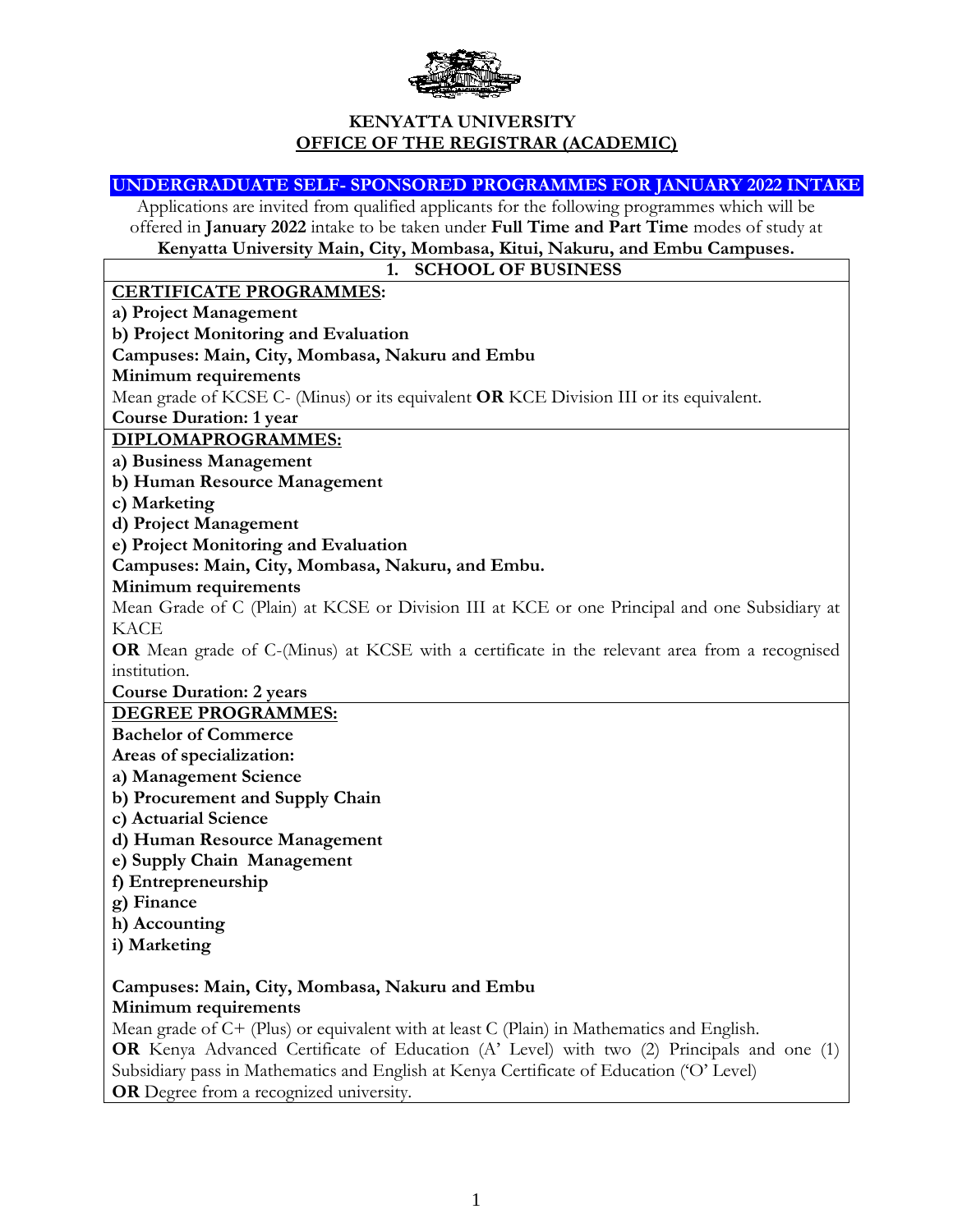# KENYATTA UNIVERSITY
## OFFICE OF THE REGISTRAR (ACADEMIC)

**UNDERGRADUATE SELF- SPONSORED PROGRAMMES FOR JANUARY 2022 INTAKE**

Applications are invited from qualified applicants for the following programmes which will be offered in **January 2022** intake to be taken under **Full Time and Part Time** modes of study at **Kenyatta University Main, City, Mombasa, Kitui, Nakuru, and Embu Campuses.**

## 1. SCHOOL OF BUSINESS

**CERTIFICATE PROGRAMMES:**

**a) Project Management**
**b) Project Monitoring and Evaluation**

**Campuses: Main, City, Mombasa, Nakuru and Embu**

**Minimum requirements**

Mean grade of KCSE C- (Minus) or its equivalent **OR** KCE Division III or its equivalent.

**Course Duration: 1 year**

**DIPLOMAPROGRAMMES:**

**a) Business Management**
**b) Human Resource Management**
**c) Marketing**
**d) Project Management**
**e) Project Monitoring and Evaluation**

**Campuses: Main, City, Mombasa, Nakuru, and Embu.**

**Minimum requirements**

Mean Grade of C (Plain) at KCSE or Division III at KCE or one Principal and one Subsidiary at KACE

**OR** Mean grade of C-(Minus) at KCSE with a certificate in the relevant area from a recognised institution.

**Course Duration: 2 years**

**DEGREE PROGRAMMES:**

**Bachelor of Commerce**

**Areas of specialization:**

**a) Management Science**
**b) Procurement and Supply Chain**
**c) Actuarial Science**
**d) Human Resource Management**
**e) Supply Chain Management**
**f) Entrepreneurship**
**g) Finance**
**h) Accounting**
**i) Marketing**

**Campuses: Main, City, Mombasa, Nakuru and Embu**

**Minimum requirements**

Mean grade of C+ (Plus) or equivalent with at least C (Plain) in Mathematics and English.

**OR** Kenya Advanced Certificate of Education (A' Level) with two (2) Principals and one (1) Subsidiary pass in Mathematics and English at Kenya Certificate of Education ('O' Level)

**OR** Degree from a recognized university.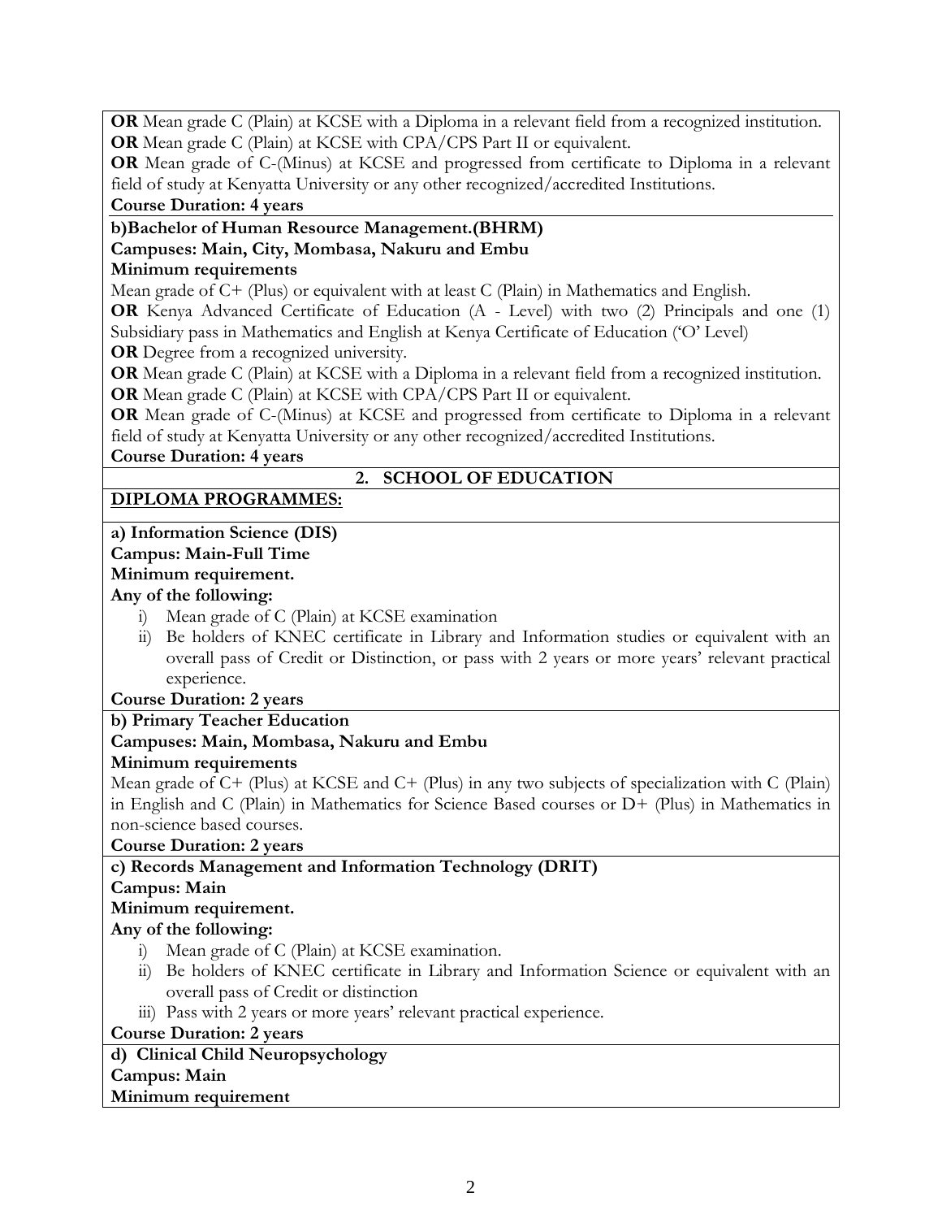**OR** Mean grade C (Plain) at KCSE with a Diploma in a relevant field from a recognized institution.
**OR** Mean grade C (Plain) at KCSE with CPA/CPS Part II or equivalent.
**OR** Mean grade of C-(Minus) at KCSE and progressed from certificate to Diploma in a relevant field of study at Kenyatta University or any other recognized/accredited Institutions.
**Course Duration: 4 years**

**b)Bachelor of Human Resource Management.(BHRM)**
**Campuses: Main, City, Mombasa, Nakuru and Embu**
**Minimum requirements**
Mean grade of C+ (Plus) or equivalent with at least C (Plain) in Mathematics and English.
**OR** Kenya Advanced Certificate of Education (A - Level) with two (2) Principals and one (1) Subsidiary pass in Mathematics and English at Kenya Certificate of Education ('O' Level)
**OR** Degree from a recognized university.
**OR** Mean grade C (Plain) at KCSE with a Diploma in a relevant field from a recognized institution.
**OR** Mean grade C (Plain) at KCSE with CPA/CPS Part II or equivalent.
**OR** Mean grade of C-(Minus) at KCSE and progressed from certificate to Diploma in a relevant field of study at Kenyatta University or any other recognized/accredited Institutions.
**Course Duration: 4 years**

## 2. SCHOOL OF EDUCATION

**DIPLOMA PROGRAMMES:**

**a) Information Science (DIS)**
**Campus: Main-Full Time**
**Minimum requirement.**
**Any of the following:**

i) Mean grade of C (Plain) at KCSE examination
ii) Be holders of KNEC certificate in Library and Information studies or equivalent with an overall pass of Credit or Distinction, or pass with 2 years or more years' relevant practical experience.

**Course Duration: 2 years**

**b) Primary Teacher Education**
**Campuses: Main, Mombasa, Nakuru and Embu**
**Minimum requirements**
Mean grade of C+ (Plus) at KCSE and C+ (Plus) in any two subjects of specialization with C (Plain) in English and C (Plain) in Mathematics for Science Based courses or D+ (Plus) in Mathematics in non-science based courses.
**Course Duration: 2 years**

**c) Records Management and Information Technology (DRIT)**
**Campus: Main**
**Minimum requirement.**
**Any of the following:**

i) Mean grade of C (Plain) at KCSE examination.
ii) Be holders of KNEC certificate in Library and Information Science or equivalent with an overall pass of Credit or distinction
iii) Pass with 2 years or more years' relevant practical experience.

**Course Duration: 2 years**

**d) Clinical Child Neuropsychology**
**Campus: Main**
**Minimum requirement**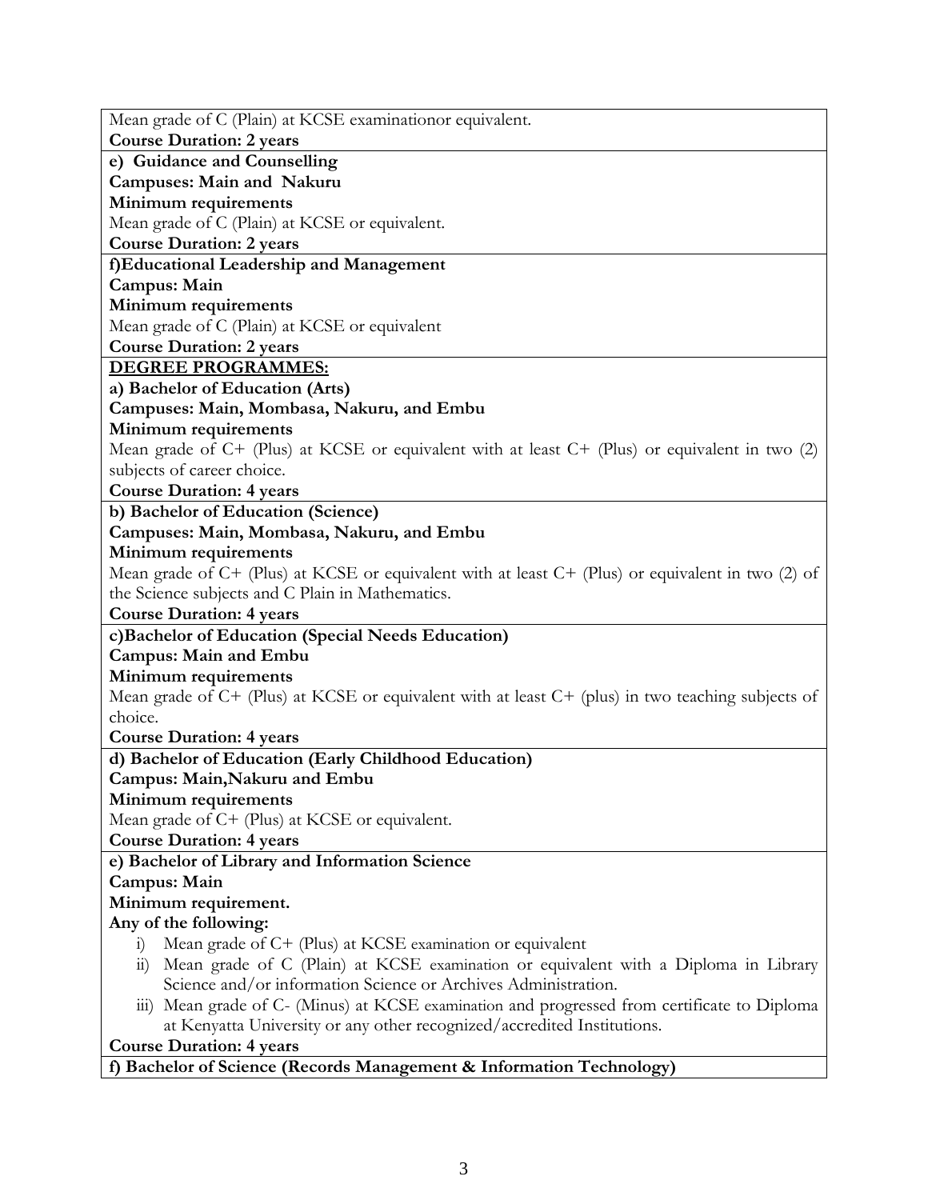Mean grade of C (Plain) at KCSE examinationor equivalent.

**Course Duration: 2 years**

**e) Guidance and Counselling**

**Campuses: Main and Nakuru**

**Minimum requirements**

Mean grade of C (Plain) at KCSE or equivalent.

**Course Duration: 2 years**

**f)Educational Leadership and Management**

**Campus: Main**

**Minimum requirements**

Mean grade of C (Plain) at KCSE or equivalent

**Course Duration: 2 years**

**<u>DEGREE PROGRAMMES:</u>**

**a) Bachelor of Education (Arts)**

**Campuses: Main, Mombasa, Nakuru, and Embu**

**Minimum requirements**

Mean grade of C+ (Plus) at KCSE or equivalent with at least C+ (Plus) or equivalent in two (2) subjects of career choice.

**Course Duration: 4 years**

**b) Bachelor of Education (Science)**

**Campuses: Main, Mombasa, Nakuru, and Embu**

**Minimum requirements**

Mean grade of C+ (Plus) at KCSE or equivalent with at least C+ (Plus) or equivalent in two (2) of the Science subjects and C Plain in Mathematics.

**Course Duration: 4 years**

**c)Bachelor of Education (Special Needs Education)**

**Campus: Main and Embu**

**Minimum requirements**

Mean grade of C+ (Plus) at KCSE or equivalent with at least C+ (plus) in two teaching subjects of choice.

**Course Duration: 4 years**

**d) Bachelor of Education (Early Childhood Education)**

**Campus: Main,Nakuru and Embu**

**Minimum requirements**

Mean grade of C+ (Plus) at KCSE or equivalent.

**Course Duration: 4 years**

**e) Bachelor of Library and Information Science**

**Campus: Main**

**Minimum requirement.**

**Any of the following:**

i) Mean grade of C+ (Plus) at KCSE examination or equivalent
ii) Mean grade of C (Plain) at KCSE examination or equivalent with a Diploma in Library Science and/or information Science or Archives Administration.
iii) Mean grade of C- (Minus) at KCSE examination and progressed from certificate to Diploma at Kenyatta University or any other recognized/accredited Institutions.

**Course Duration: 4 years**

**f) Bachelor of Science (Records Management & Information Technology)**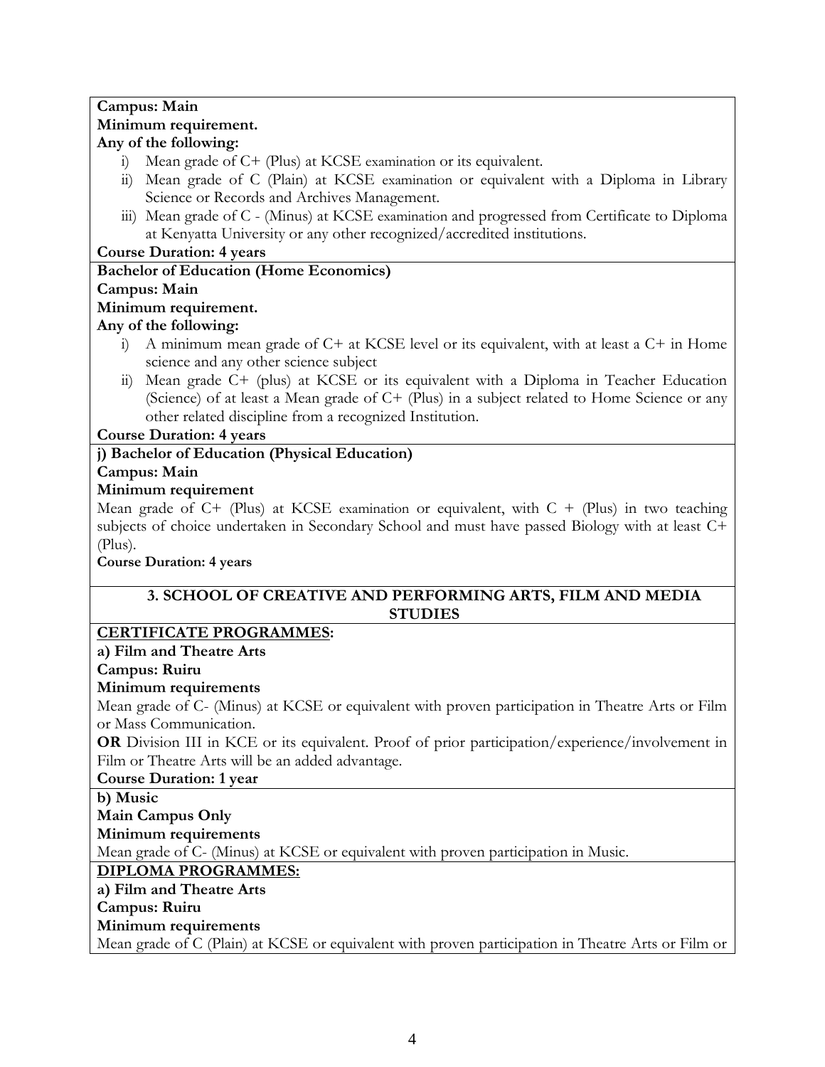**Campus: Main**

**Minimum requirement.**

**Any of the following:**

i) Mean grade of C+ (Plus) at KCSE examination or its equivalent.
ii) Mean grade of C (Plain) at KCSE examination or equivalent with a Diploma in Library Science or Records and Archives Management.
iii) Mean grade of C - (Minus) at KCSE examination and progressed from Certificate to Diploma at Kenyatta University or any other recognized/accredited institutions.

**Course Duration: 4 years**

**Bachelor of Education (Home Economics)**

**Campus: Main**

**Minimum requirement.**

**Any of the following:**

i) A minimum mean grade of C+ at KCSE level or its equivalent, with at least a C+ in Home science and any other science subject
ii) Mean grade C+ (plus) at KCSE or its equivalent with a Diploma in Teacher Education (Science) of at least a Mean grade of C+ (Plus) in a subject related to Home Science or any other related discipline from a recognized Institution.

**Course Duration: 4 years**

**j) Bachelor of Education (Physical Education)**

**Campus: Main**

**Minimum requirement**

Mean grade of C+ (Plus) at KCSE examination or equivalent, with C + (Plus) in two teaching subjects of choice undertaken in Secondary School and must have passed Biology with at least C+ (Plus).

**Course Duration: 4 years**

## 3. SCHOOL OF CREATIVE AND PERFORMING ARTS, FILM AND MEDIA STUDIES

**CERTIFICATE PROGRAMMES:**

**a) Film and Theatre Arts**

**Campus: Ruiru**

**Minimum requirements**

Mean grade of C- (Minus) at KCSE or equivalent with proven participation in Theatre Arts or Film or Mass Communication.

**OR** Division III in KCE or its equivalent. Proof of prior participation/experience/involvement in Film or Theatre Arts will be an added advantage.

**Course Duration: 1 year**

**b) Music**

**Main Campus Only**

**Minimum requirements**

Mean grade of C- (Minus) at KCSE or equivalent with proven participation in Music.

**DIPLOMA PROGRAMMES:**

**a) Film and Theatre Arts**

**Campus: Ruiru**

**Minimum requirements**

Mean grade of C (Plain) at KCSE or equivalent with proven participation in Theatre Arts or Film or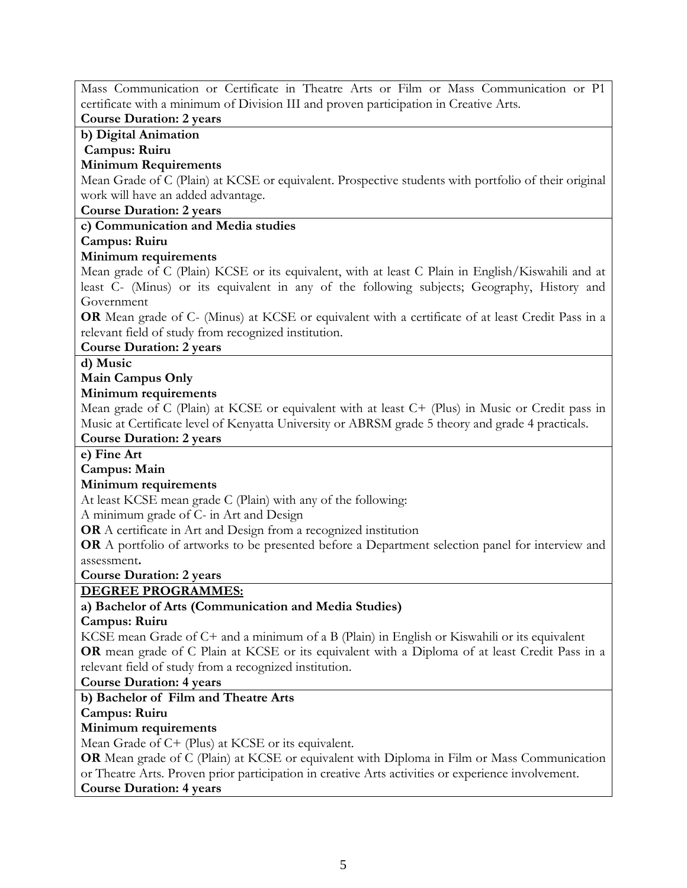Mass Communication or Certificate in Theatre Arts or Film or Mass Communication or P1 certificate with a minimum of Division III and proven participation in Creative Arts.

**Course Duration: 2 years**

**b) Digital Animation**

**Campus: Ruiru**

**Minimum Requirements**

Mean Grade of C (Plain) at KCSE or equivalent. Prospective students with portfolio of their original work will have an added advantage.

**Course Duration: 2 years**

**c) Communication and Media studies**

**Campus: Ruiru**

**Minimum requirements**

Mean grade of C (Plain) KCSE or its equivalent, with at least C Plain in English/Kiswahili and at least C- (Minus) or its equivalent in any of the following subjects; Geography, History and Government

**OR** Mean grade of C- (Minus) at KCSE or equivalent with a certificate of at least Credit Pass in a relevant field of study from recognized institution.

**Course Duration: 2 years**

**d) Music**

**Main Campus Only**

**Minimum requirements**

Mean grade of C (Plain) at KCSE or equivalent with at least C+ (Plus) in Music or Credit pass in Music at Certificate level of Kenyatta University or ABRSM grade 5 theory and grade 4 practicals.

**Course Duration: 2 years**

**e) Fine Art**

**Campus: Main**

**Minimum requirements**

At least KCSE mean grade C (Plain) with any of the following:

A minimum grade of C- in Art and Design

**OR** A certificate in Art and Design from a recognized institution

**OR** A portfolio of artworks to be presented before a Department selection panel for interview and assessment.

**Course Duration: 2 years**

## DEGREE PROGRAMMES:

**a) Bachelor of Arts (Communication and Media Studies)**

**Campus: Ruiru**

KCSE mean Grade of C+ and a minimum of a B (Plain) in English or Kiswahili or its equivalent

**OR** mean grade of C Plain at KCSE or its equivalent with a Diploma of at least Credit Pass in a relevant field of study from a recognized institution.

**Course Duration: 4 years**

**b) Bachelor of Film and Theatre Arts**

**Campus: Ruiru**

**Minimum requirements**

Mean Grade of C+ (Plus) at KCSE or its equivalent.

**OR** Mean grade of C (Plain) at KCSE or equivalent with Diploma in Film or Mass Communication or Theatre Arts. Proven prior participation in creative Arts activities or experience involvement.

**Course Duration: 4 years**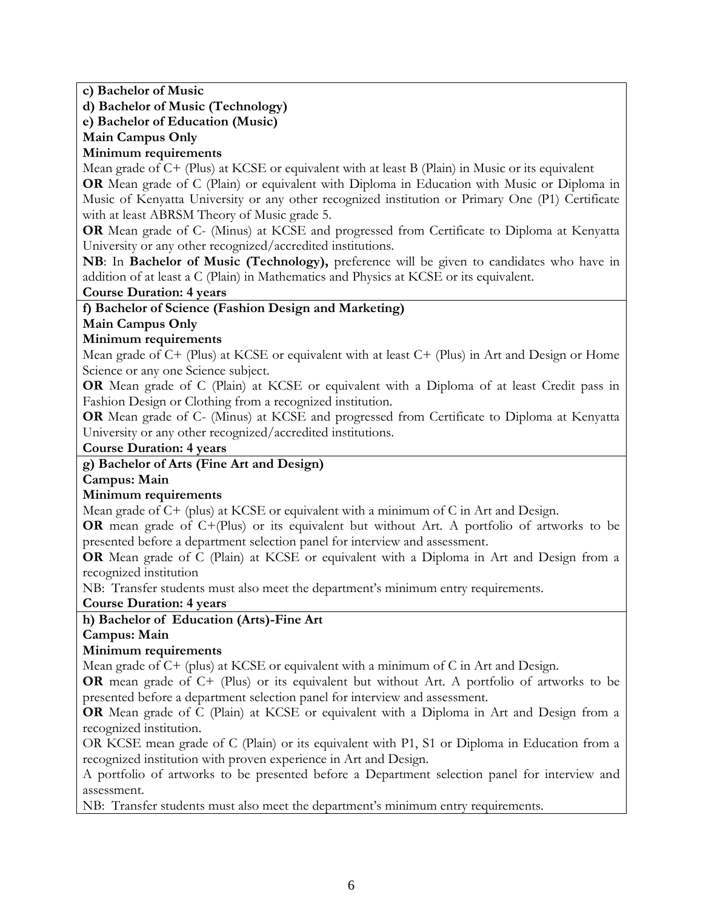**c) Bachelor of Music**

**d) Bachelor of Music (Technology)**

**e) Bachelor of Education (Music)**

**Main Campus Only**

**Minimum requirements**

Mean grade of C+ (Plus) at KCSE or equivalent with at least B (Plain) in Music or its equivalent

**OR** Mean grade of C (Plain) or equivalent with Diploma in Education with Music or Diploma in Music of Kenyatta University or any other recognized institution or Primary One (P1) Certificate with at least ABRSM Theory of Music grade 5.

**OR** Mean grade of C- (Minus) at KCSE and progressed from Certificate to Diploma at Kenyatta University or any other recognized/accredited institutions.

**NB**: In **Bachelor of Music (Technology),** preference will be given to candidates who have in addition of at least a C (Plain) in Mathematics and Physics at KCSE or its equivalent.

**Course Duration: 4 years**

**f) Bachelor of Science (Fashion Design and Marketing)**

**Main Campus Only**

**Minimum requirements**

Mean grade of C+ (Plus) at KCSE or equivalent with at least C+ (Plus) in Art and Design or Home Science or any one Science subject.

**OR** Mean grade of C (Plain) at KCSE or equivalent with a Diploma of at least Credit pass in Fashion Design or Clothing from a recognized institution.

**OR** Mean grade of C- (Minus) at KCSE and progressed from Certificate to Diploma at Kenyatta University or any other recognized/accredited institutions.

**Course Duration: 4 years**

**g) Bachelor of Arts (Fine Art and Design)**

**Campus: Main**

**Minimum requirements**

Mean grade of C+ (plus) at KCSE or equivalent with a minimum of C in Art and Design.

**OR** mean grade of C+(Plus) or its equivalent but without Art. A portfolio of artworks to be presented before a department selection panel for interview and assessment.

**OR** Mean grade of C (Plain) at KCSE or equivalent with a Diploma in Art and Design from a recognized institution

NB: Transfer students must also meet the department's minimum entry requirements.

**Course Duration: 4 years**

**h) Bachelor of Education (Arts)-Fine Art**

**Campus: Main**

**Minimum requirements**

Mean grade of C+ (plus) at KCSE or equivalent with a minimum of C in Art and Design.

**OR** mean grade of C+ (Plus) or its equivalent but without Art. A portfolio of artworks to be presented before a department selection panel for interview and assessment.

**OR** Mean grade of C (Plain) at KCSE or equivalent with a Diploma in Art and Design from a recognized institution.

OR KCSE mean grade of C (Plain) or its equivalent with P1, S1 or Diploma in Education from a recognized institution with proven experience in Art and Design.

A portfolio of artworks to be presented before a Department selection panel for interview and assessment.

NB: Transfer students must also meet the department's minimum entry requirements.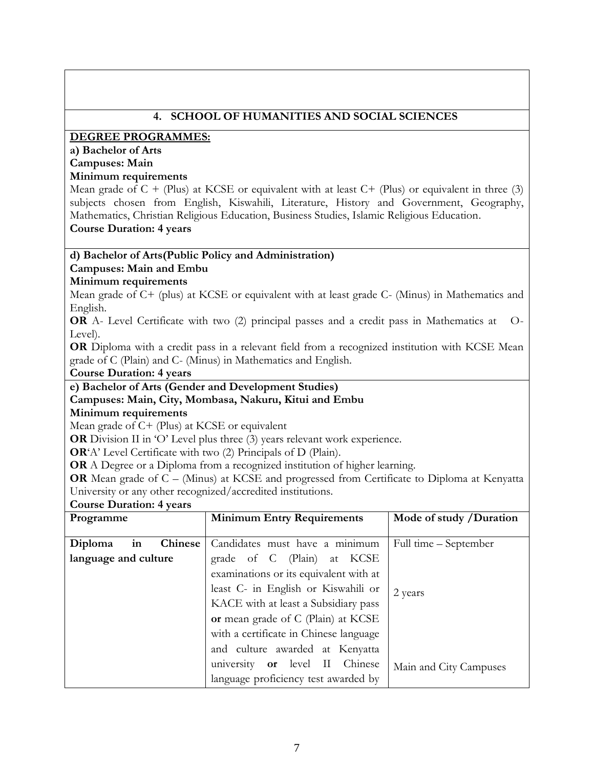## 4. SCHOOL OF HUMANITIES AND SOCIAL SCIENCES

**DEGREE PROGRAMMES:**

**a) Bachelor of Arts**

**Campuses: Main**

**Minimum requirements**

Mean grade of C + (Plus) at KCSE or equivalent with at least C+ (Plus) or equivalent in three (3) subjects chosen from English, Kiswahili, Literature, History and Government, Geography, Mathematics, Christian Religious Education, Business Studies, Islamic Religious Education.

**Course Duration: 4 years**

**d) Bachelor of Arts(Public Policy and Administration)**

**Campuses: Main and Embu**

**Minimum requirements**

Mean grade of C+ (plus) at KCSE or equivalent with at least grade C- (Minus) in Mathematics and English.

**OR** A- Level Certificate with two (2) principal passes and a credit pass in Mathematics at O-Level).

**OR** Diploma with a credit pass in a relevant field from a recognized institution with KCSE Mean grade of C (Plain) and C- (Minus) in Mathematics and English.

**Course Duration: 4 years**

**e) Bachelor of Arts (Gender and Development Studies)**

**Campuses: Main, City, Mombasa, Nakuru, Kitui and Embu**

**Minimum requirements**

Mean grade of C+ (Plus) at KCSE or equivalent

**OR** Division II in 'O' Level plus three (3) years relevant work experience.

**OR**'A' Level Certificate with two (2) Principals of D (Plain).

**OR** A Degree or a Diploma from a recognized institution of higher learning.

**OR** Mean grade of C – (Minus) at KCSE and progressed from Certificate to Diploma at Kenyatta University or any other recognized/accredited institutions.

**Course Duration: 4 years**

| Programme | Minimum Entry Requirements | Mode of study /Duration |
|---|---|---|
| **Diploma in Chinese language and culture** | Candidates must have a minimum grade of C (Plain) at KCSE examinations or its equivalent with at least C- in English or Kiswahili or KACE with at least a Subsidiary pass **or** mean grade of C (Plain) at KCSE with a certificate in Chinese language and culture awarded at Kenyatta university **or** level II Chinese language proficiency test awarded by | Full time – September<br><br>2 years<br><br>Main and City Campuses |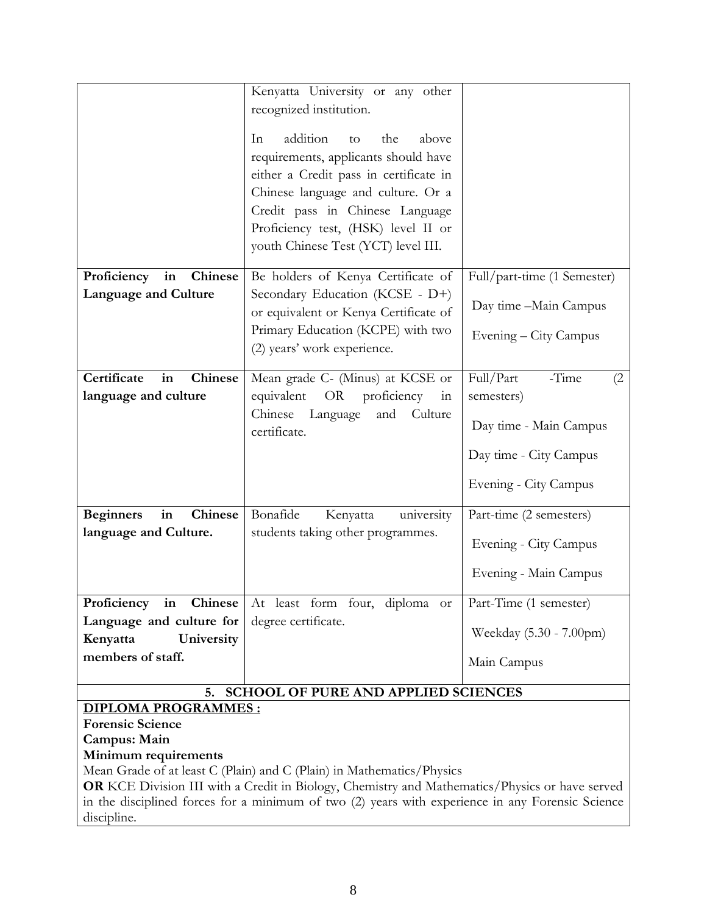| | | |
|---|---|---|
| | Kenyatta University or any other recognized institution.<br><br>In addition to the above requirements, applicants should have either a Credit pass in certificate in Chinese language and culture. Or a Credit pass in Chinese Language Proficiency test, (HSK) level II or youth Chinese Test (YCT) level III. | |
| **Proficiency in Chinese Language and Culture** | Be holders of Kenya Certificate of Secondary Education (KCSE - D+) or equivalent or Kenya Certificate of Primary Education (KCPE) with two (2) years' work experience. | Full/part-time (1 Semester)<br><br>Day time –Main Campus<br><br>Evening – City Campus |
| **Certificate in Chinese language and culture** | Mean grade C- (Minus) at KCSE or equivalent OR proficiency in Chinese Language and Culture certificate. | Full/Part -Time (2 semesters)<br><br>Day time - Main Campus<br><br>Day time - City Campus<br><br>Evening - City Campus |
| **Beginners in Chinese language and Culture.** | Bonafide Kenyatta university students taking other programmes. | Part-time (2 semesters)<br><br>Evening - City Campus<br><br>Evening - Main Campus |
| **Proficiency in Chinese Language and culture for Kenyatta University members of staff.** | At least form four, diploma or degree certificate. | Part-Time (1 semester)<br><br>Weekday (5.30 - 7.00pm)<br><br>Main Campus |

## 5. SCHOOL OF PURE AND APPLIED SCIENCES

**DIPLOMA PROGRAMMES :**

**Forensic Science**
**Campus: Main**
**Minimum requirements**

Mean Grade of at least C (Plain) and C (Plain) in Mathematics/Physics

**OR** KCE Division III with a Credit in Biology, Chemistry and Mathematics/Physics or have served in the disciplined forces for a minimum of two (2) years with experience in any Forensic Science discipline.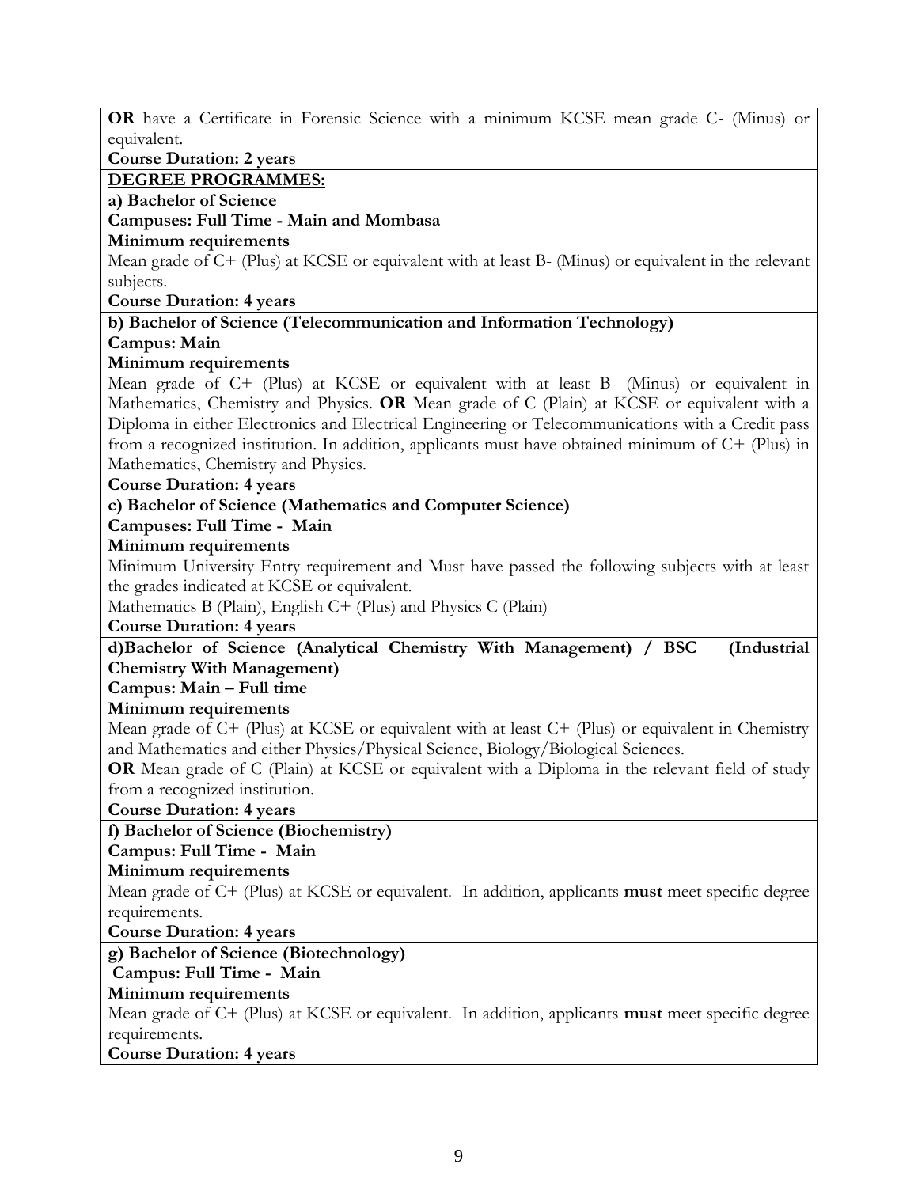**OR** have a Certificate in Forensic Science with a minimum KCSE mean grade C- (Minus) or equivalent.

**Course Duration: 2 years**

**DEGREE PROGRAMMES:**

**a) Bachelor of Science**

**Campuses: Full Time - Main and Mombasa**

**Minimum requirements**

Mean grade of C+ (Plus) at KCSE or equivalent with at least B- (Minus) or equivalent in the relevant subjects.

**Course Duration: 4 years**

**b) Bachelor of Science (Telecommunication and Information Technology)**

**Campus: Main**

**Minimum requirements**

Mean grade of C+ (Plus) at KCSE or equivalent with at least B- (Minus) or equivalent in Mathematics, Chemistry and Physics. **OR** Mean grade of C (Plain) at KCSE or equivalent with a Diploma in either Electronics and Electrical Engineering or Telecommunications with a Credit pass from a recognized institution. In addition, applicants must have obtained minimum of C+ (Plus) in Mathematics, Chemistry and Physics.

**Course Duration: 4 years**

**c) Bachelor of Science (Mathematics and Computer Science)**

**Campuses: Full Time - Main**

**Minimum requirements**

Minimum University Entry requirement and Must have passed the following subjects with at least the grades indicated at KCSE or equivalent.

Mathematics B (Plain), English C+ (Plus) and Physics C (Plain)

**Course Duration: 4 years**

**d)Bachelor of Science (Analytical Chemistry With Management) / BSC (Industrial Chemistry With Management)**

**Campus: Main – Full time**

**Minimum requirements**

Mean grade of C+ (Plus) at KCSE or equivalent with at least C+ (Plus) or equivalent in Chemistry and Mathematics and either Physics/Physical Science, Biology/Biological Sciences.

**OR** Mean grade of C (Plain) at KCSE or equivalent with a Diploma in the relevant field of study from a recognized institution.

**Course Duration: 4 years**

**f) Bachelor of Science (Biochemistry)**

**Campus: Full Time - Main**

**Minimum requirements**

Mean grade of C+ (Plus) at KCSE or equivalent. In addition, applicants **must** meet specific degree requirements.

**Course Duration: 4 years**

**g) Bachelor of Science (Biotechnology)**

**Campus: Full Time - Main**

**Minimum requirements**

Mean grade of C+ (Plus) at KCSE or equivalent. In addition, applicants **must** meet specific degree requirements.

**Course Duration: 4 years**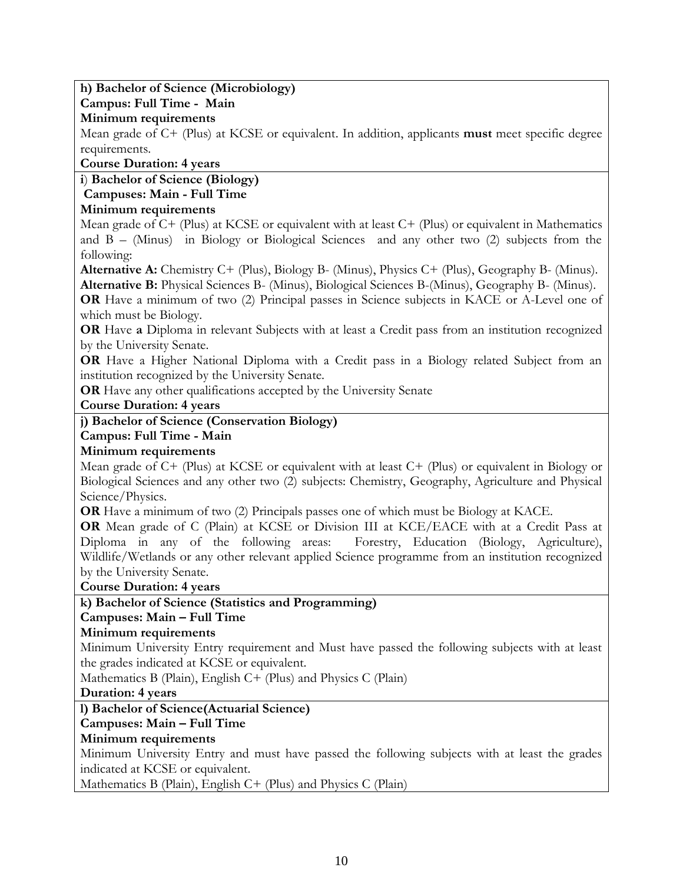**h) Bachelor of Science (Microbiology)**
**Campus: Full Time - Main**
**Minimum requirements**

Mean grade of C+ (Plus) at KCSE or equivalent. In addition, applicants **must** meet specific degree requirements.

**Course Duration: 4 years**

**i) Bachelor of Science (Biology)**
**Campuses: Main - Full Time**
**Minimum requirements**

Mean grade of C+ (Plus) at KCSE or equivalent with at least C+ (Plus) or equivalent in Mathematics and B – (Minus) in Biology or Biological Sciences and any other two (2) subjects from the following:

**Alternative A:** Chemistry C+ (Plus), Biology B- (Minus), Physics C+ (Plus), Geography B- (Minus).

**Alternative B:** Physical Sciences B- (Minus), Biological Sciences B-(Minus), Geography B- (Minus).

**OR** Have a minimum of two (2) Principal passes in Science subjects in KACE or A-Level one of which must be Biology.

**OR** Have **a** Diploma in relevant Subjects with at least a Credit pass from an institution recognized by the University Senate.

**OR** Have a Higher National Diploma with a Credit pass in a Biology related Subject from an institution recognized by the University Senate.

**OR** Have any other qualifications accepted by the University Senate

**Course Duration: 4 years**

**j) Bachelor of Science (Conservation Biology)**
**Campus: Full Time - Main**
**Minimum requirements**

Mean grade of C+ (Plus) at KCSE or equivalent with at least C+ (Plus) or equivalent in Biology or Biological Sciences and any other two (2) subjects: Chemistry, Geography, Agriculture and Physical Science/Physics.

**OR** Have a minimum of two (2) Principals passes one of which must be Biology at KACE.

**OR** Mean grade of C (Plain) at KCSE or Division III at KCE/EACE with at a Credit Pass at Diploma in any of the following areas: Forestry, Education (Biology, Agriculture), Wildlife/Wetlands or any other relevant applied Science programme from an institution recognized by the University Senate.

**Course Duration: 4 years**

**k) Bachelor of Science (Statistics and Programming)**
**Campuses: Main – Full Time**
**Minimum requirements**

Minimum University Entry requirement and Must have passed the following subjects with at least the grades indicated at KCSE or equivalent.

Mathematics B (Plain), English C+ (Plus) and Physics C (Plain)

**Duration: 4 years**

**l) Bachelor of Science(Actuarial Science)**
**Campuses: Main – Full Time**
**Minimum requirements**

Minimum University Entry and must have passed the following subjects with at least the grades indicated at KCSE or equivalent.

Mathematics B (Plain), English C+ (Plus) and Physics C (Plain)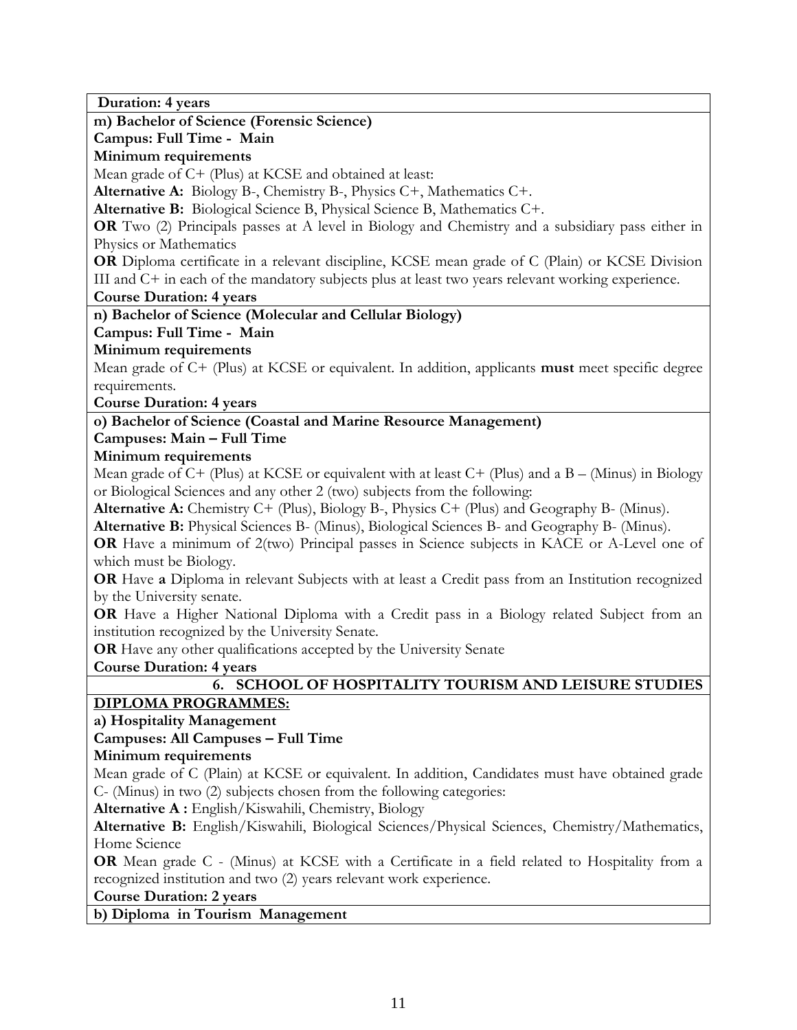**Duration: 4 years**

**m) Bachelor of Science (Forensic Science)**

**Campus: Full Time - Main**

**Minimum requirements**

Mean grade of C+ (Plus) at KCSE and obtained at least:

**Alternative A:** Biology B-, Chemistry B-, Physics C+, Mathematics C+.

**Alternative B:** Biological Science B, Physical Science B, Mathematics C+.

**OR** Two (2) Principals passes at A level in Biology and Chemistry and a subsidiary pass either in Physics or Mathematics

**OR** Diploma certificate in a relevant discipline, KCSE mean grade of C (Plain) or KCSE Division III and C+ in each of the mandatory subjects plus at least two years relevant working experience.

**Course Duration: 4 years**

**n) Bachelor of Science (Molecular and Cellular Biology)**

**Campus: Full Time - Main**

**Minimum requirements**

Mean grade of C+ (Plus) at KCSE or equivalent. In addition, applicants **must** meet specific degree requirements.

**Course Duration: 4 years**

**o) Bachelor of Science (Coastal and Marine Resource Management)**

**Campuses: Main – Full Time**

**Minimum requirements**

Mean grade of C+ (Plus) at KCSE or equivalent with at least C+ (Plus) and a B – (Minus) in Biology or Biological Sciences and any other 2 (two) subjects from the following:

**Alternative A:** Chemistry C+ (Plus), Biology B-, Physics C+ (Plus) and Geography B- (Minus).

**Alternative B:** Physical Sciences B- (Minus), Biological Sciences B- and Geography B- (Minus).

**OR** Have a minimum of 2(two) Principal passes in Science subjects in KACE or A-Level one of which must be Biology.

**OR** Have **a** Diploma in relevant Subjects with at least a Credit pass from an Institution recognized by the University senate.

**OR** Have a Higher National Diploma with a Credit pass in a Biology related Subject from an institution recognized by the University Senate.

**OR** Have any other qualifications accepted by the University Senate

**Course Duration: 4 years**

## 6. SCHOOL OF HOSPITALITY TOURISM AND LEISURE STUDIES

**DIPLOMA PROGRAMMES:**

**a) Hospitality Management**

**Campuses: All Campuses – Full Time**

**Minimum requirements**

Mean grade of C (Plain) at KCSE or equivalent. In addition, Candidates must have obtained grade C- (Minus) in two (2) subjects chosen from the following categories:

**Alternative A :** English/Kiswahili, Chemistry, Biology

**Alternative B:** English/Kiswahili, Biological Sciences/Physical Sciences, Chemistry/Mathematics, Home Science

**OR** Mean grade C - (Minus) at KCSE with a Certificate in a field related to Hospitality from a recognized institution and two (2) years relevant work experience.

**Course Duration: 2 years**

**b) Diploma in Tourism Management**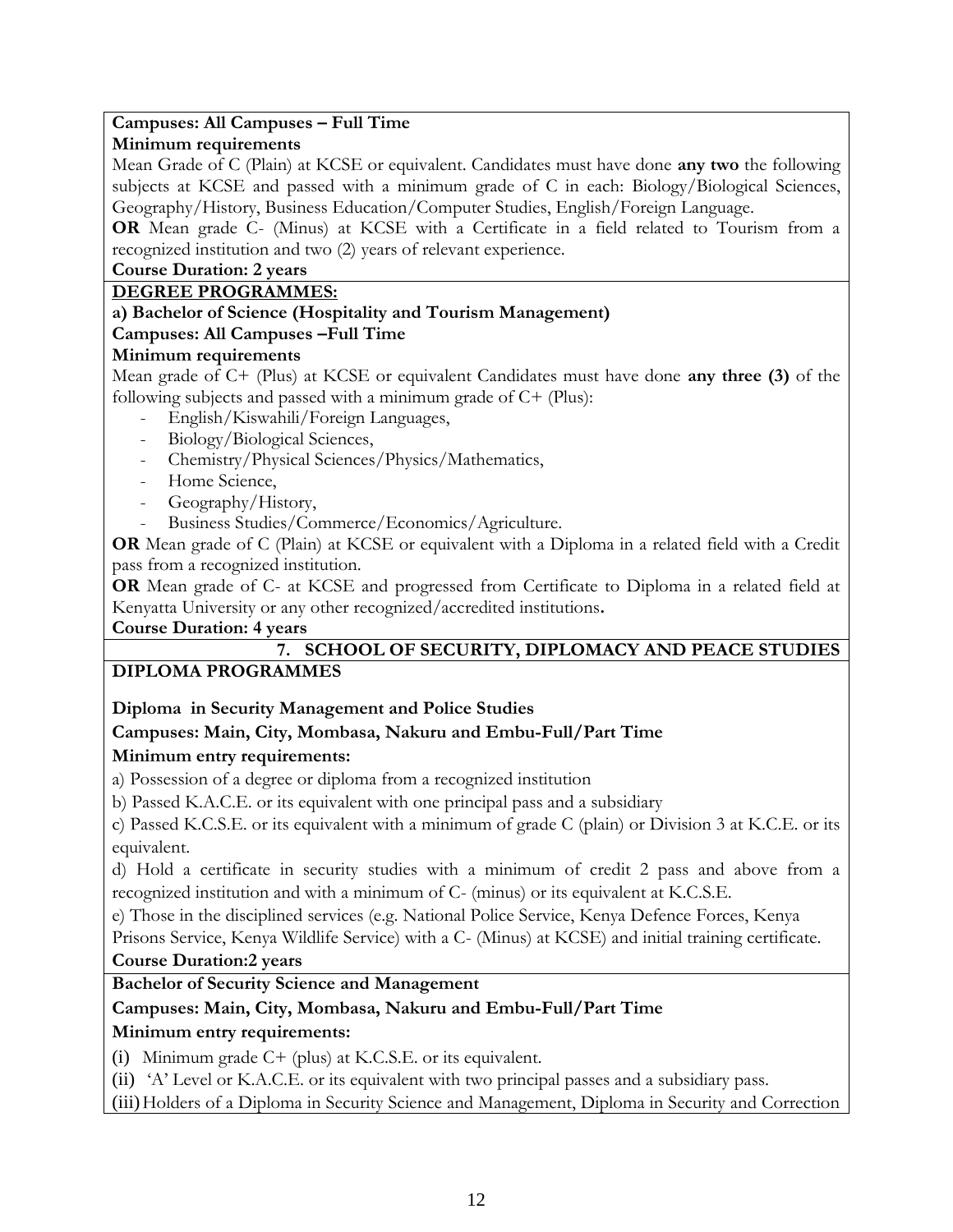**Campuses: All Campuses – Full Time**

**Minimum requirements**

Mean Grade of C (Plain) at KCSE or equivalent. Candidates must have done **any two** the following subjects at KCSE and passed with a minimum grade of C in each: Biology/Biological Sciences, Geography/History, Business Education/Computer Studies, English/Foreign Language.

**OR** Mean grade C- (Minus) at KCSE with a Certificate in a field related to Tourism from a recognized institution and two (2) years of relevant experience.

**Course Duration: 2 years**

**DEGREE PROGRAMMES:**

**a) Bachelor of Science (Hospitality and Tourism Management)**

**Campuses: All Campuses –Full Time**

**Minimum requirements**

Mean grade of C+ (Plus) at KCSE or equivalent Candidates must have done **any three (3)** of the following subjects and passed with a minimum grade of C+ (Plus):

- English/Kiswahili/Foreign Languages,
- Biology/Biological Sciences,
- Chemistry/Physical Sciences/Physics/Mathematics,
- Home Science,
- Geography/History,
- Business Studies/Commerce/Economics/Agriculture.

**OR** Mean grade of C (Plain) at KCSE or equivalent with a Diploma in a related field with a Credit pass from a recognized institution.

**OR** Mean grade of C- at KCSE and progressed from Certificate to Diploma in a related field at Kenyatta University or any other recognized/accredited institutions**.**

**Course Duration: 4 years**

## 7. SCHOOL OF SECURITY, DIPLOMACY AND PEACE STUDIES

**DIPLOMA PROGRAMMES**

**Diploma in Security Management and Police Studies**

**Campuses: Main, City, Mombasa, Nakuru and Embu-Full/Part Time**

**Minimum entry requirements:**

a) Possession of a degree or diploma from a recognized institution

b) Passed K.A.C.E. or its equivalent with one principal pass and a subsidiary

c) Passed K.C.S.E. or its equivalent with a minimum of grade C (plain) or Division 3 at K.C.E. or its equivalent.

d) Hold a certificate in security studies with a minimum of credit 2 pass and above from a recognized institution and with a minimum of C- (minus) or its equivalent at K.C.S.E.

e) Those in the disciplined services (e.g. National Police Service, Kenya Defence Forces, Kenya Prisons Service, Kenya Wildlife Service) with a C- (Minus) at KCSE) and initial training certificate.

**Course Duration:2 years**

**Bachelor of Security Science and Management**

**Campuses: Main, City, Mombasa, Nakuru and Embu-Full/Part Time**

**Minimum entry requirements:**

(i) Minimum grade C+ (plus) at K.C.S.E. or its equivalent.

(ii) 'A' Level or K.A.C.E. or its equivalent with two principal passes and a subsidiary pass.

(iii) Holders of a Diploma in Security Science and Management, Diploma in Security and Correction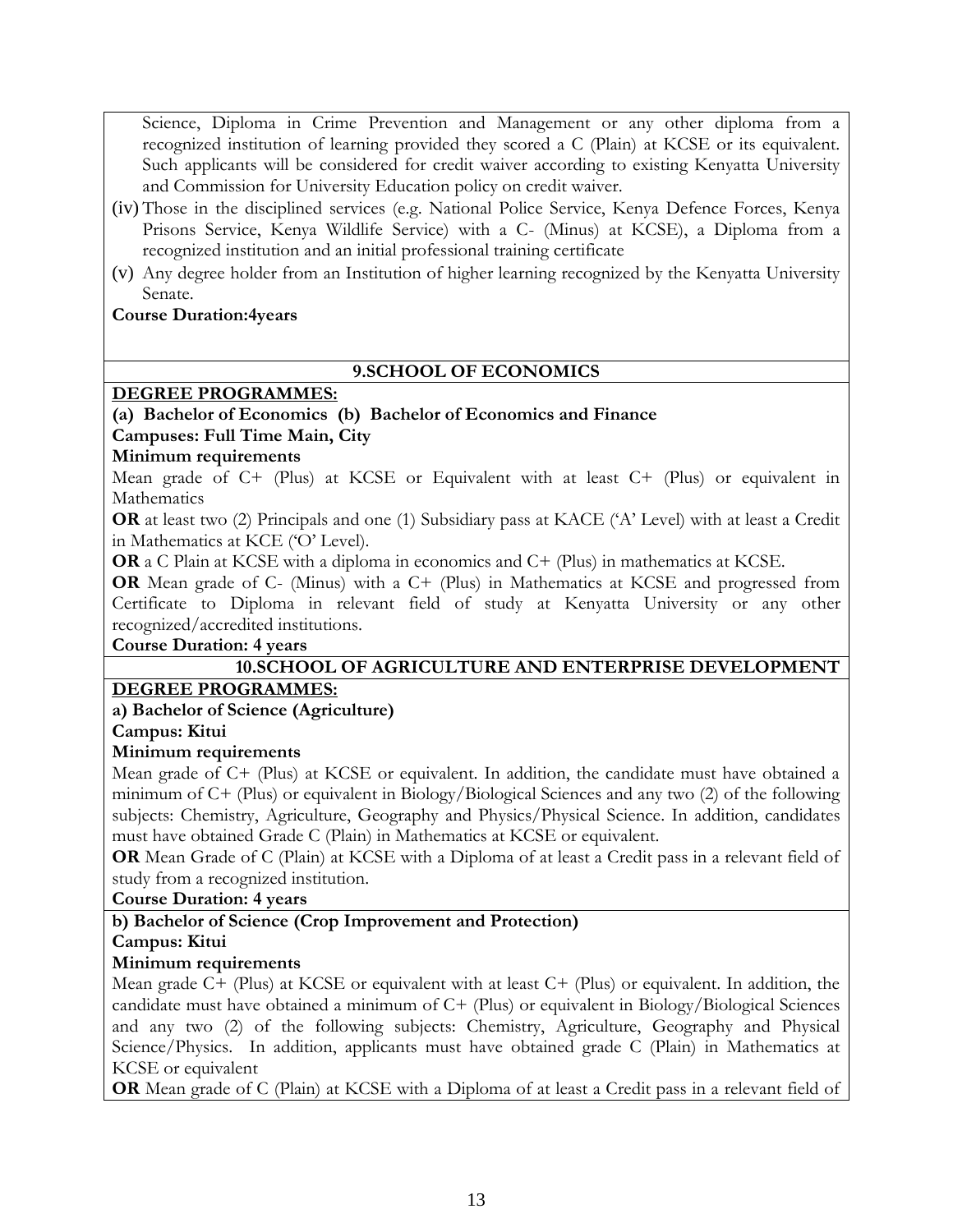Science, Diploma in Crime Prevention and Management or any other diploma from a recognized institution of learning provided they scored a C (Plain) at KCSE or its equivalent. Such applicants will be considered for credit waiver according to existing Kenyatta University and Commission for University Education policy on credit waiver.

(iv) Those in the disciplined services (e.g. National Police Service, Kenya Defence Forces, Kenya Prisons Service, Kenya Wildlife Service) with a C- (Minus) at KCSE), a Diploma from a recognized institution and an initial professional training certificate

(v) Any degree holder from an Institution of higher learning recognized by the Kenyatta University Senate.

**Course Duration:4years**

## 9.SCHOOL OF ECONOMICS

**DEGREE PROGRAMMES:**

**(a) Bachelor of Economics (b) Bachelor of Economics and Finance**

**Campuses: Full Time Main, City**

**Minimum requirements**

Mean grade of C+ (Plus) at KCSE or Equivalent with at least C+ (Plus) or equivalent in Mathematics

**OR** at least two (2) Principals and one (1) Subsidiary pass at KACE ('A' Level) with at least a Credit in Mathematics at KCE ('O' Level).

**OR** a C Plain at KCSE with a diploma in economics and C+ (Plus) in mathematics at KCSE.

**OR** Mean grade of C- (Minus) with a C+ (Plus) in Mathematics at KCSE and progressed from Certificate to Diploma in relevant field of study at Kenyatta University or any other recognized/accredited institutions.

**Course Duration: 4 years**

## 10.SCHOOL OF AGRICULTURE AND ENTERPRISE DEVELOPMENT

**DEGREE PROGRAMMES:**

**a) Bachelor of Science (Agriculture)**

**Campus: Kitui**

**Minimum requirements**

Mean grade of C+ (Plus) at KCSE or equivalent. In addition, the candidate must have obtained a minimum of C+ (Plus) or equivalent in Biology/Biological Sciences and any two (2) of the following subjects: Chemistry, Agriculture, Geography and Physics/Physical Science. In addition, candidates must have obtained Grade C (Plain) in Mathematics at KCSE or equivalent.

**OR** Mean Grade of C (Plain) at KCSE with a Diploma of at least a Credit pass in a relevant field of study from a recognized institution.

**Course Duration: 4 years**

**b) Bachelor of Science (Crop Improvement and Protection)**

**Campus: Kitui**

**Minimum requirements**

Mean grade C+ (Plus) at KCSE or equivalent with at least C+ (Plus) or equivalent. In addition, the candidate must have obtained a minimum of C+ (Plus) or equivalent in Biology/Biological Sciences and any two (2) of the following subjects: Chemistry, Agriculture, Geography and Physical Science/Physics. In addition, applicants must have obtained grade C (Plain) in Mathematics at KCSE or equivalent

**OR** Mean grade of C (Plain) at KCSE with a Diploma of at least a Credit pass in a relevant field of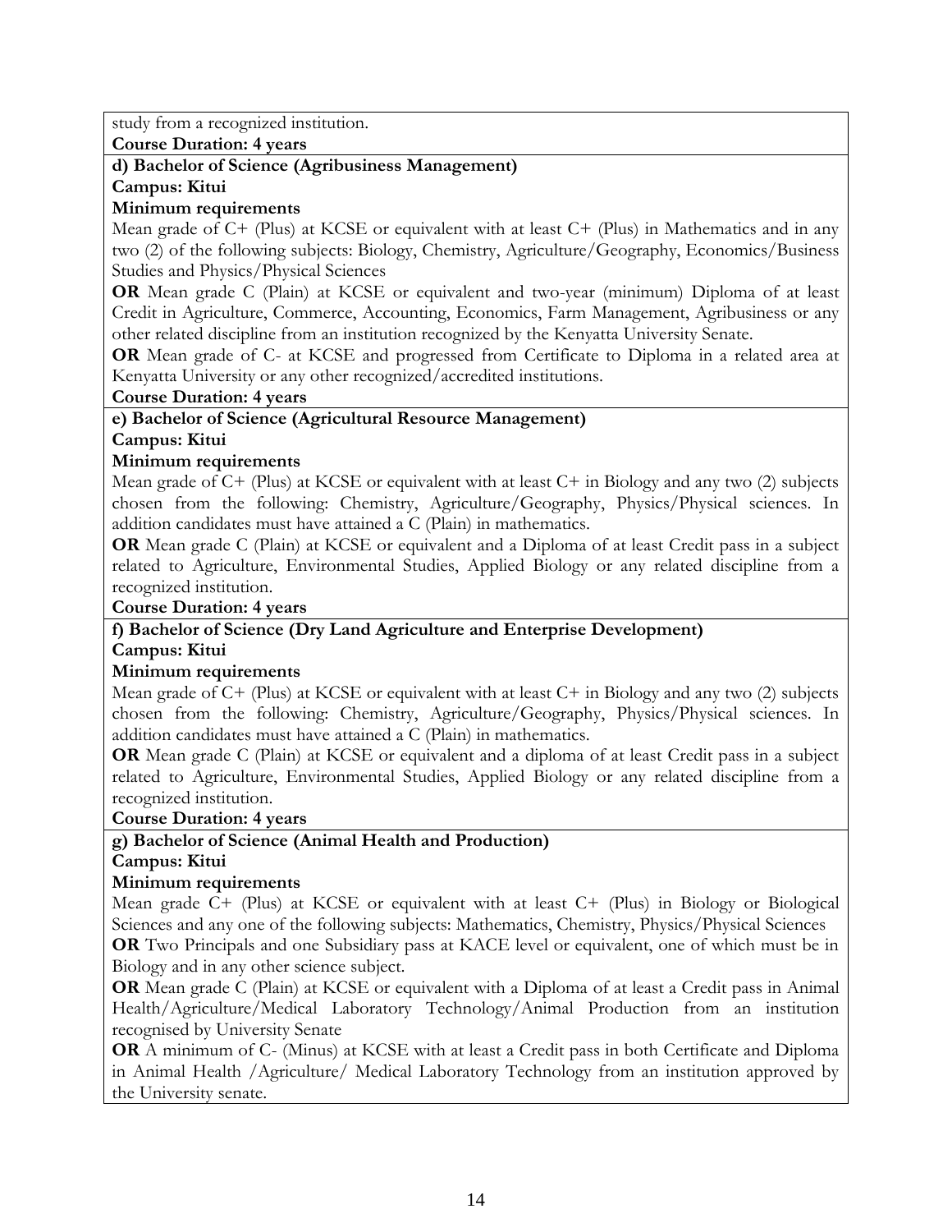study from a recognized institution.

**Course Duration: 4 years**

**d) Bachelor of Science (Agribusiness Management)**

**Campus: Kitui**

**Minimum requirements**

Mean grade of C+ (Plus) at KCSE or equivalent with at least C+ (Plus) in Mathematics and in any two (2) of the following subjects: Biology, Chemistry, Agriculture/Geography, Economics/Business Studies and Physics/Physical Sciences

**OR** Mean grade C (Plain) at KCSE or equivalent and two-year (minimum) Diploma of at least Credit in Agriculture, Commerce, Accounting, Economics, Farm Management, Agribusiness or any other related discipline from an institution recognized by the Kenyatta University Senate.

**OR** Mean grade of C- at KCSE and progressed from Certificate to Diploma in a related area at Kenyatta University or any other recognized/accredited institutions.

**Course Duration: 4 years**

**e) Bachelor of Science (Agricultural Resource Management)**

**Campus: Kitui**

**Minimum requirements**

Mean grade of C+ (Plus) at KCSE or equivalent with at least C+ in Biology and any two (2) subjects chosen from the following: Chemistry, Agriculture/Geography, Physics/Physical sciences. In addition candidates must have attained a C (Plain) in mathematics.

**OR** Mean grade C (Plain) at KCSE or equivalent and a Diploma of at least Credit pass in a subject related to Agriculture, Environmental Studies, Applied Biology or any related discipline from a recognized institution.

**Course Duration: 4 years**

**f) Bachelor of Science (Dry Land Agriculture and Enterprise Development)**

**Campus: Kitui**

**Minimum requirements**

Mean grade of C+ (Plus) at KCSE or equivalent with at least C+ in Biology and any two (2) subjects chosen from the following: Chemistry, Agriculture/Geography, Physics/Physical sciences. In addition candidates must have attained a C (Plain) in mathematics.

**OR** Mean grade C (Plain) at KCSE or equivalent and a diploma of at least Credit pass in a subject related to Agriculture, Environmental Studies, Applied Biology or any related discipline from a recognized institution.

**Course Duration: 4 years**

**g) Bachelor of Science (Animal Health and Production)**

**Campus: Kitui**

**Minimum requirements**

Mean grade C+ (Plus) at KCSE or equivalent with at least C+ (Plus) in Biology or Biological Sciences and any one of the following subjects: Mathematics, Chemistry, Physics/Physical Sciences

**OR** Two Principals and one Subsidiary pass at KACE level or equivalent, one of which must be in Biology and in any other science subject.

**OR** Mean grade C (Plain) at KCSE or equivalent with a Diploma of at least a Credit pass in Animal Health/Agriculture/Medical Laboratory Technology/Animal Production from an institution recognised by University Senate

**OR** A minimum of C- (Minus) at KCSE with at least a Credit pass in both Certificate and Diploma in Animal Health /Agriculture/ Medical Laboratory Technology from an institution approved by the University senate.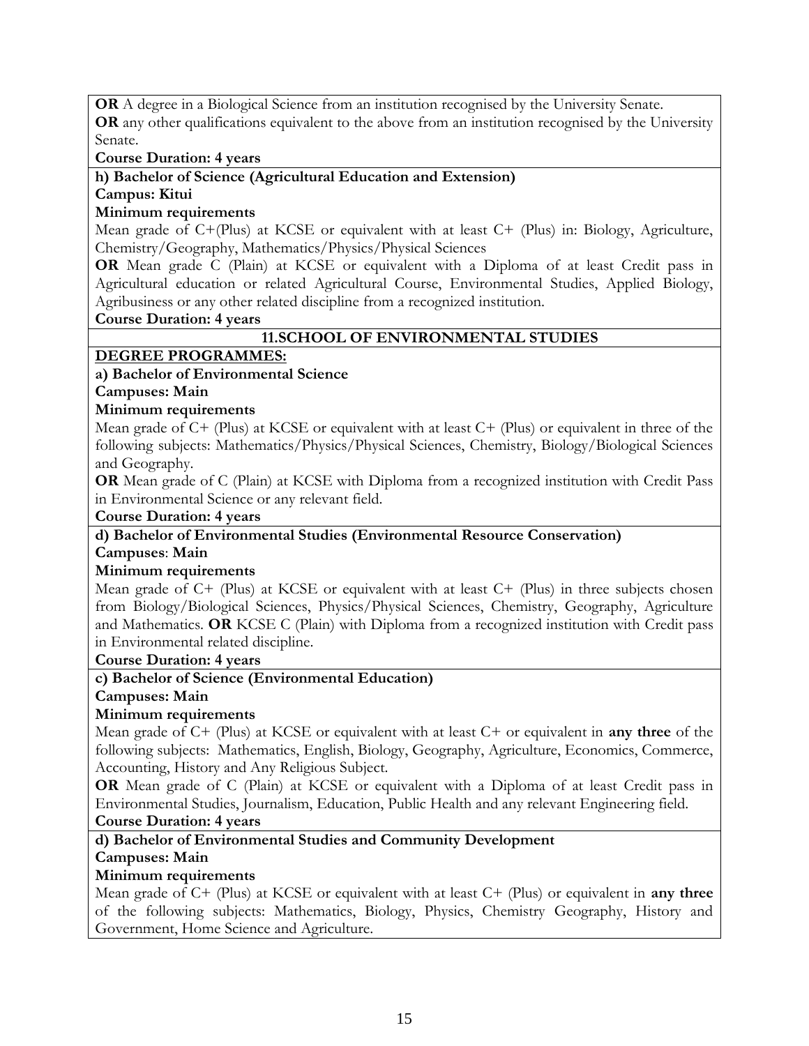**OR** A degree in a Biological Science from an institution recognised by the University Senate.
**OR** any other qualifications equivalent to the above from an institution recognised by the University Senate.

**Course Duration: 4 years**

**h) Bachelor of Science (Agricultural Education and Extension)**
**Campus: Kitui**
**Minimum requirements**

Mean grade of C+(Plus) at KCSE or equivalent with at least C+ (Plus) in: Biology, Agriculture, Chemistry/Geography, Mathematics/Physics/Physical Sciences

**OR** Mean grade C (Plain) at KCSE or equivalent with a Diploma of at least Credit pass in Agricultural education or related Agricultural Course, Environmental Studies, Applied Biology, Agribusiness or any other related discipline from a recognized institution.

**Course Duration: 4 years**

## 11.SCHOOL OF ENVIRONMENTAL STUDIES

**DEGREE PROGRAMMES:**

**a) Bachelor of Environmental Science**
**Campuses: Main**
**Minimum requirements**

Mean grade of C+ (Plus) at KCSE or equivalent with at least C+ (Plus) or equivalent in three of the following subjects: Mathematics/Physics/Physical Sciences, Chemistry, Biology/Biological Sciences and Geography.

**OR** Mean grade of C (Plain) at KCSE with Diploma from a recognized institution with Credit Pass in Environmental Science or any relevant field.

**Course Duration: 4 years**

**d) Bachelor of Environmental Studies (Environmental Resource Conservation)**
**Campuses**: **Main**
**Minimum requirements**

Mean grade of C+ (Plus) at KCSE or equivalent with at least C+ (Plus) in three subjects chosen from Biology/Biological Sciences, Physics/Physical Sciences, Chemistry, Geography, Agriculture and Mathematics. **OR** KCSE C (Plain) with Diploma from a recognized institution with Credit pass in Environmental related discipline.

**Course Duration: 4 years**

**c) Bachelor of Science (Environmental Education)**
**Campuses: Main**
**Minimum requirements**

Mean grade of C+ (Plus) at KCSE or equivalent with at least C+ or equivalent in **any three** of the following subjects: Mathematics, English, Biology, Geography, Agriculture, Economics, Commerce, Accounting, History and Any Religious Subject.

**OR** Mean grade of C (Plain) at KCSE or equivalent with a Diploma of at least Credit pass in Environmental Studies, Journalism, Education, Public Health and any relevant Engineering field.

**Course Duration: 4 years**

**d) Bachelor of Environmental Studies and Community Development**
**Campuses: Main**
**Minimum requirements**

Mean grade of C+ (Plus) at KCSE or equivalent with at least C+ (Plus) or equivalent in **any three** of the following subjects: Mathematics, Biology, Physics, Chemistry Geography, History and Government, Home Science and Agriculture.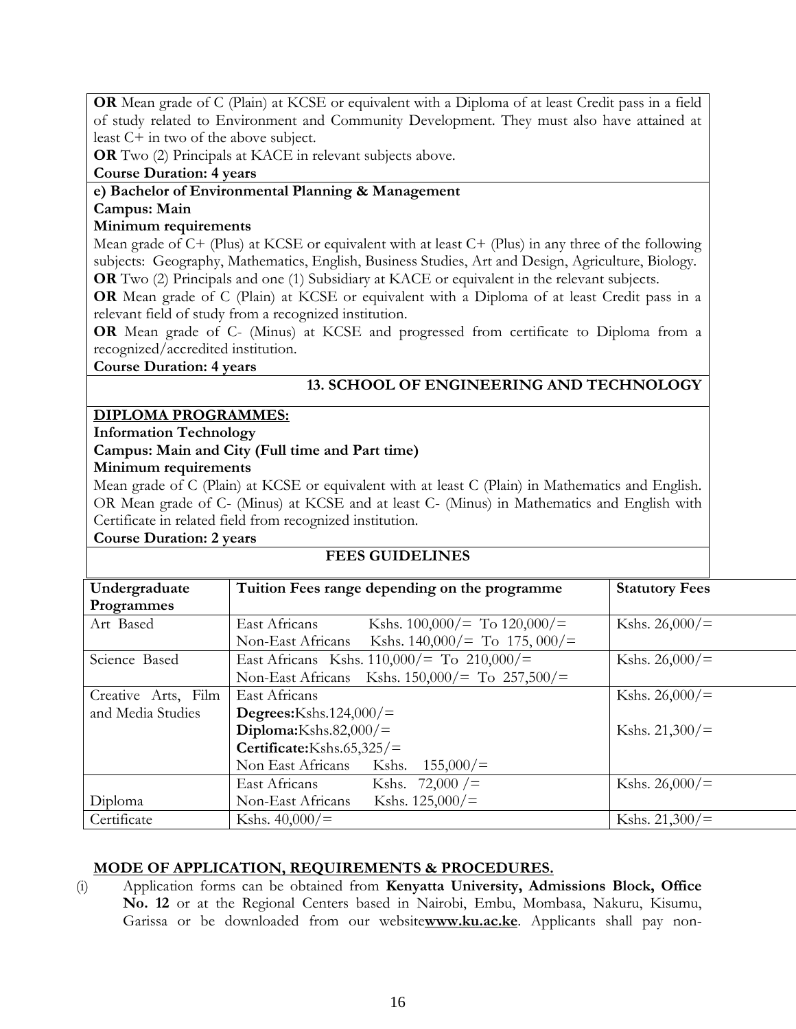**OR** Mean grade of C (Plain) at KCSE or equivalent with a Diploma of at least Credit pass in a field of study related to Environment and Community Development. They must also have attained at least C+ in two of the above subject.

**OR** Two (2) Principals at KACE in relevant subjects above.

**Course Duration: 4 years**

**e) Bachelor of Environmental Planning & Management**

**Campus: Main**

**Minimum requirements**

Mean grade of C+ (Plus) at KCSE or equivalent with at least C+ (Plus) in any three of the following subjects: Geography, Mathematics, English, Business Studies, Art and Design, Agriculture, Biology.

**OR** Two (2) Principals and one (1) Subsidiary at KACE or equivalent in the relevant subjects.

**OR** Mean grade of C (Plain) at KCSE or equivalent with a Diploma of at least Credit pass in a relevant field of study from a recognized institution.

**OR** Mean grade of C- (Minus) at KCSE and progressed from certificate to Diploma from a recognized/accredited institution.

**Course Duration: 4 years**

## 13. SCHOOL OF ENGINEERING AND TECHNOLOGY

**DIPLOMA PROGRAMMES:**

**Information Technology**

**Campus: Main and City (Full time and Part time)**

**Minimum requirements**

Mean grade of C (Plain) at KCSE or equivalent with at least C (Plain) in Mathematics and English. OR Mean grade of C- (Minus) at KCSE and at least C- (Minus) in Mathematics and English with Certificate in related field from recognized institution.

**Course Duration: 2 years**

## FEES GUIDELINES

| Undergraduate Programmes | Tuition Fees range depending on the programme | Statutory Fees |
|---|---|---|
| Art Based | East Africans Kshs. 100,000/= To 120,000/=<br>Non-East Africans Kshs. 140,000/= To 175, 000/= | Kshs. 26,000/= |
| Science Based | East Africans Kshs. 110,000/= To 210,000/=<br>Non-East Africans Kshs. 150,000/= To 257,500/= | Kshs. 26,000/= |
| Creative Arts, Film and Media Studies | East Africans<br>**Degrees:**Kshs.124,000/=<br>**Diploma:**Kshs.82,000/=<br>**Certificate:**Kshs.65,325/=<br>Non East Africans Kshs. 155,000/= | Kshs. 26,000/=<br><br>Kshs. 21,300/= |
| Diploma | East Africans Kshs. 72,000 /=<br>Non-East Africans Kshs. 125,000/= | Kshs. 26,000/= |
| Certificate | Kshs. 40,000/= | Kshs. 21,300/= |

**MODE OF APPLICATION, REQUIREMENTS & PROCEDURES.**

(i) Application forms can be obtained from **Kenyatta University, Admissions Block, Office No. 12** or at the Regional Centers based in Nairobi, Embu, Mombasa, Nakuru, Kisumu, Garissa or be downloaded from our website**www.ku.ac.ke**. Applicants shall pay non-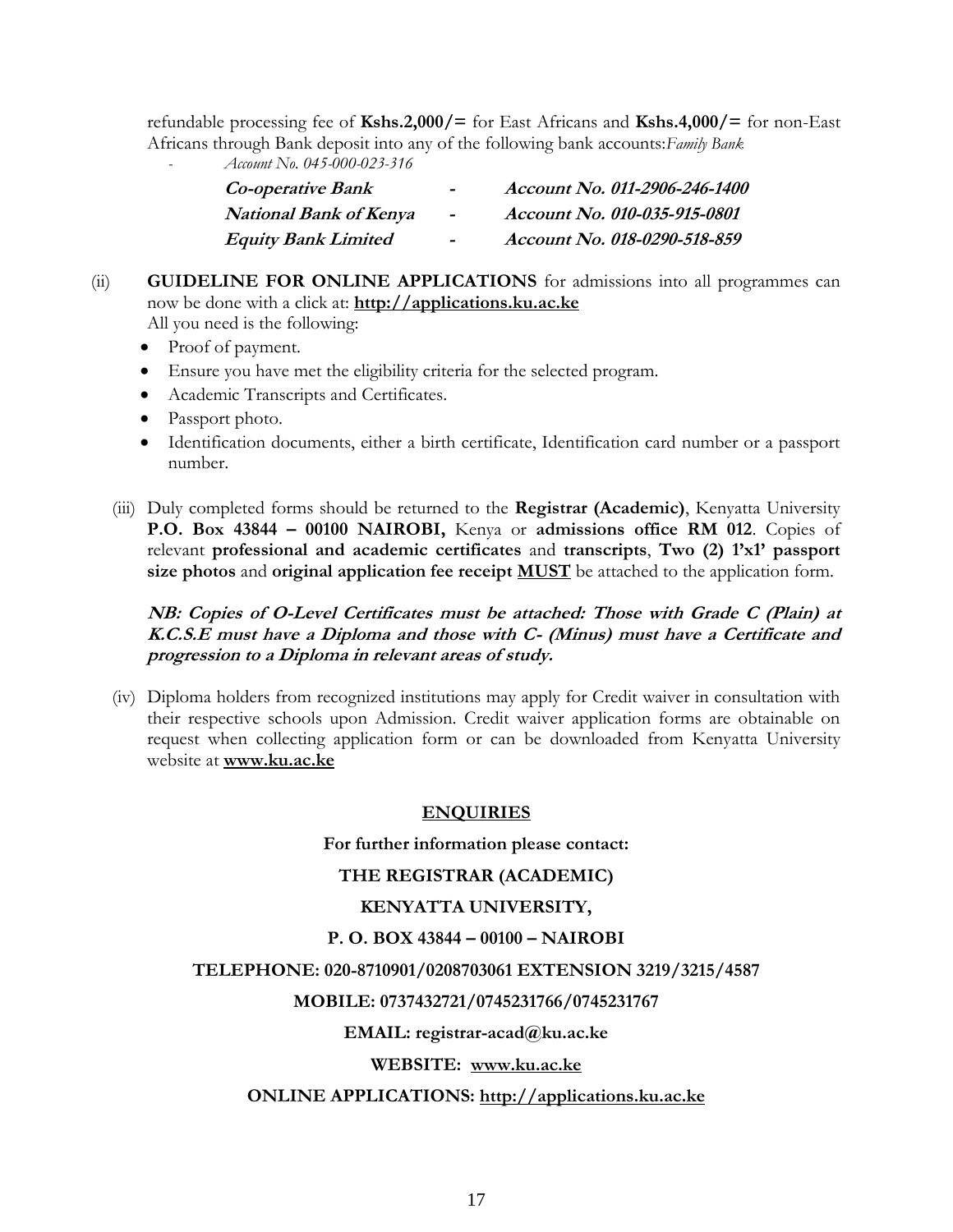refundable processing fee of **Kshs.2,000/=** for East Africans and **Kshs.4,000/=** for non-East Africans through Bank deposit into any of the following bank accounts:*Family Bank*

- *Account No. 045-000-023-316*

| | | |
|---|---|---|
| ***Co-operative Bank*** | **-** | ***Account No. 011-2906-246-1400*** |
| ***National Bank of Kenya*** | **-** | ***Account No. 010-035-915-0801*** |
| ***Equity Bank Limited*** | **-** | ***Account No. 018-0290-518-859*** |

(ii) **GUIDELINE FOR ONLINE APPLICATIONS** for admissions into all programmes can now be done with a click at: **http://applications.ku.ac.ke**
All you need is the following:

- Proof of payment.
- Ensure you have met the eligibility criteria for the selected program.
- Academic Transcripts and Certificates.
- Passport photo.
- Identification documents, either a birth certificate, Identification card number or a passport number.

(iii) Duly completed forms should be returned to the **Registrar (Academic)**, Kenyatta University **P.O. Box 43844 – 00100 NAIROBI,** Kenya or **admissions office RM 012**. Copies of relevant **professional and academic certificates** and **transcripts**, **Two (2) 1'x1' passport size photos** and **original application fee receipt MUST** be attached to the application form.

***NB: Copies of O-Level Certificates must be attached: Those with Grade C (Plain) at K.C.S.E must have a Diploma and those with C- (Minus) must have a Certificate and progression to a Diploma in relevant areas of study.***

(iv) Diploma holders from recognized institutions may apply for Credit waiver in consultation with their respective schools upon Admission. Credit waiver application forms are obtainable on request when collecting application form or can be downloaded from Kenyatta University website at **www.ku.ac.ke**

## ENQUIRIES

**For further information please contact:**

**THE REGISTRAR (ACADEMIC)**

**KENYATTA UNIVERSITY,**

**P. O. BOX 43844 – 00100 – NAIROBI**

**TELEPHONE: 020-8710901/0208703061 EXTENSION 3219/3215/4587**

**MOBILE: 0737432721/0745231766/0745231767**

**EMAIL: registrar-acad@ku.ac.ke**

**WEBSITE: www.ku.ac.ke**

**ONLINE APPLICATIONS: http://applications.ku.ac.ke**